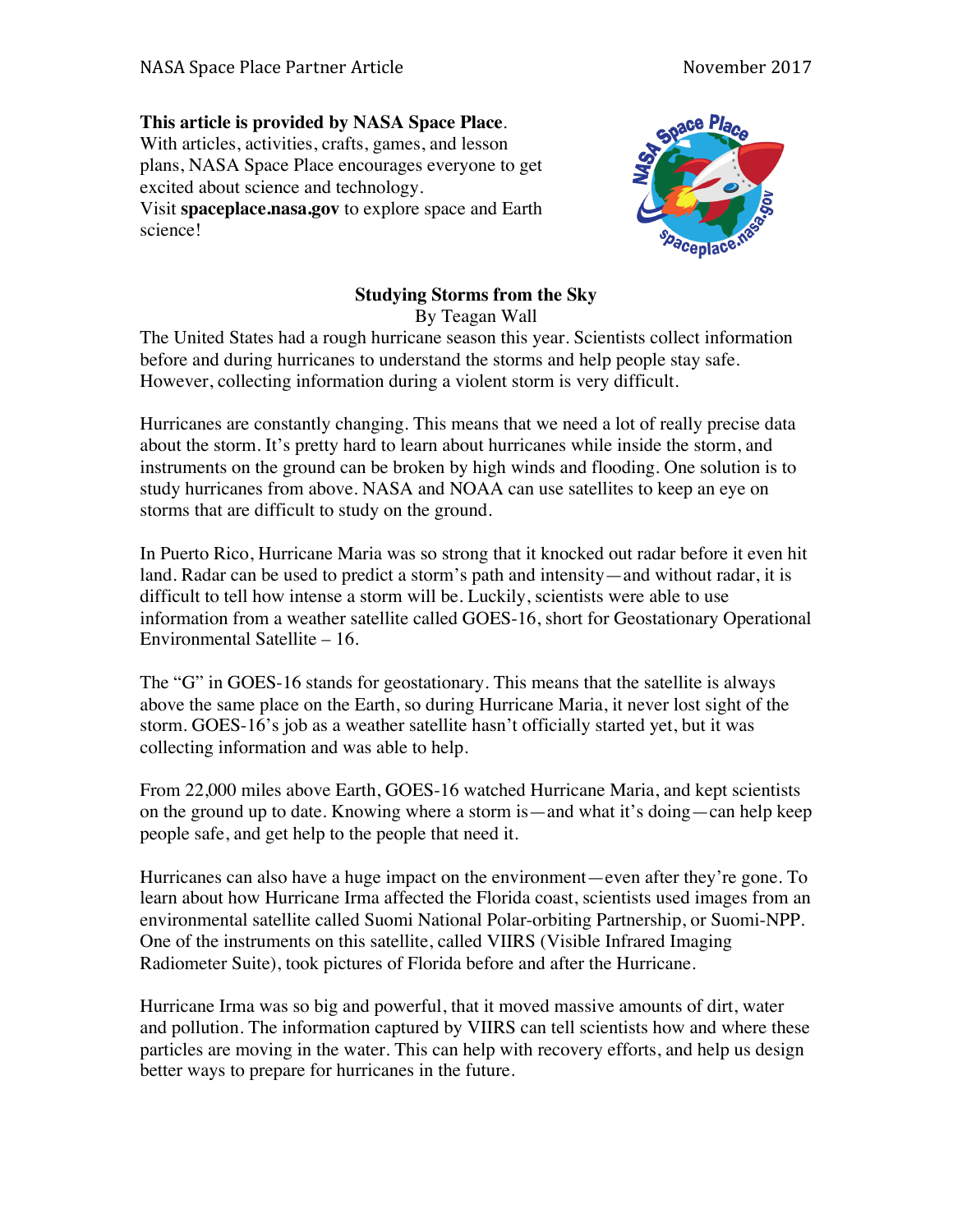**This article is provided by NASA Space Place**.
With articles, activities, crafts, games, and lesson plans, NASA Space Place encourages everyone to get excited about science and technology.
Visit **spaceplace.nasa.gov** to explore space and Earth science!

# Studying Storms from the Sky

By Teagan Wall

The United States had a rough hurricane season this year. Scientists collect information before and during hurricanes to understand the storms and help people stay safe. However, collecting information during a violent storm is very difficult.

Hurricanes are constantly changing. This means that we need a lot of really precise data about the storm. It's pretty hard to learn about hurricanes while inside the storm, and instruments on the ground can be broken by high winds and flooding. One solution is to study hurricanes from above. NASA and NOAA can use satellites to keep an eye on storms that are difficult to study on the ground.

In Puerto Rico, Hurricane Maria was so strong that it knocked out radar before it even hit land. Radar can be used to predict a storm's path and intensity—and without radar, it is difficult to tell how intense a storm will be. Luckily, scientists were able to use information from a weather satellite called GOES-16, short for Geostationary Operational Environmental Satellite – 16.

The "G" in GOES-16 stands for geostationary. This means that the satellite is always above the same place on the Earth, so during Hurricane Maria, it never lost sight of the storm. GOES-16's job as a weather satellite hasn't officially started yet, but it was collecting information and was able to help.

From 22,000 miles above Earth, GOES-16 watched Hurricane Maria, and kept scientists on the ground up to date. Knowing where a storm is—and what it's doing—can help keep people safe, and get help to the people that need it.

Hurricanes can also have a huge impact on the environment—even after they're gone. To learn about how Hurricane Irma affected the Florida coast, scientists used images from an environmental satellite called Suomi National Polar-orbiting Partnership, or Suomi-NPP. One of the instruments on this satellite, called VIIRS (Visible Infrared Imaging Radiometer Suite), took pictures of Florida before and after the Hurricane.

Hurricane Irma was so big and powerful, that it moved massive amounts of dirt, water and pollution. The information captured by VIIRS can tell scientists how and where these particles are moving in the water. This can help with recovery efforts, and help us design better ways to prepare for hurricanes in the future.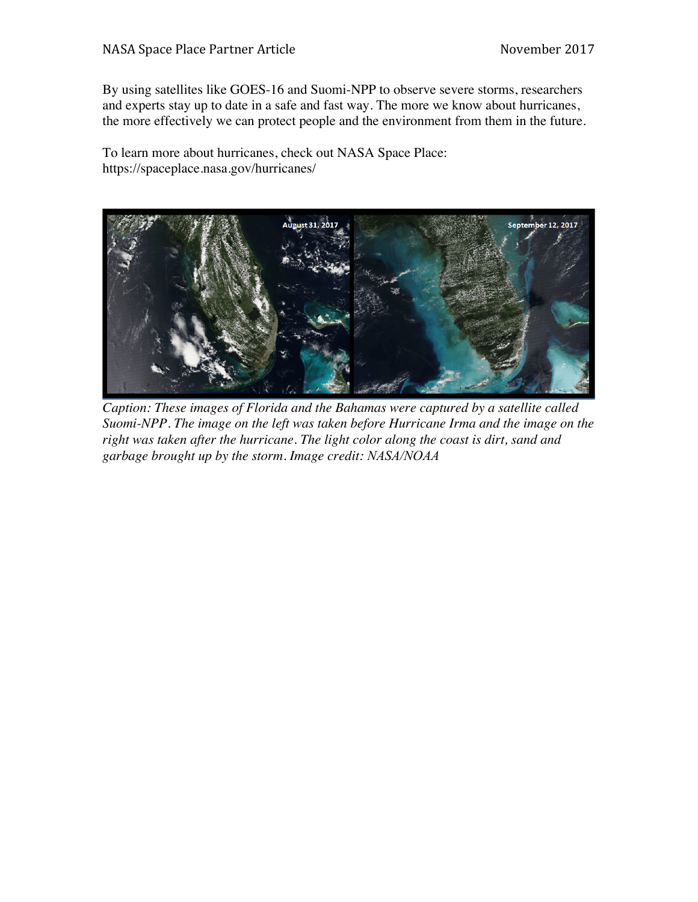By using satellites like GOES-16 and Suomi-NPP to observe severe storms, researchers and experts stay up to date in a safe and fast way. The more we know about hurricanes, the more effectively we can protect people and the environment from them in the future.

To learn more about hurricanes, check out NASA Space Place: https://spaceplace.nasa.gov/hurricanes/

August 31, 2017

September 12, 2017

*Caption: These images of Florida and the Bahamas were captured by a satellite called Suomi-NPP. The image on the left was taken before Hurricane Irma and the image on the right was taken after the hurricane. The light color along the coast is dirt, sand and garbage brought up by the storm. Image credit: NASA/NOAA*